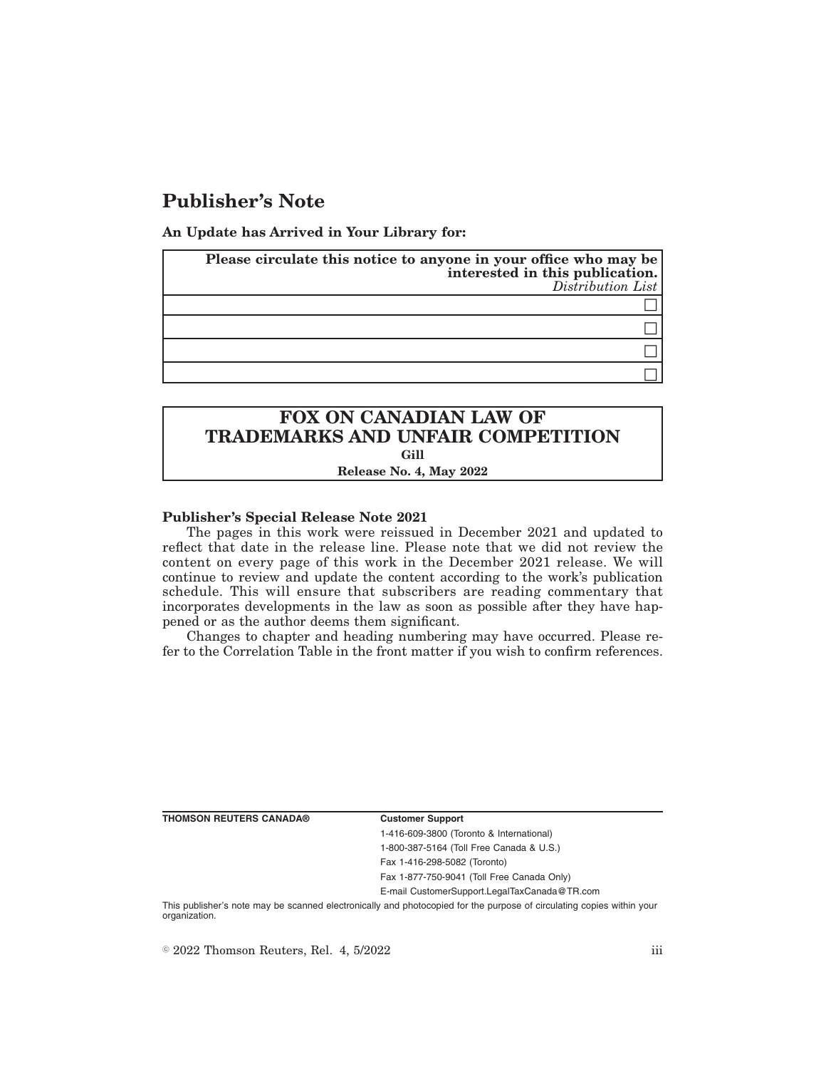# Publisher's Note

**An Update has Arrived in Your Library for:**

| **Please circulate this notice to anyone in your office who may be interested in this publication.** *Distribution List* |
|---|
| ☐ |
| ☐ |
| ☐ |
| ☐ |

**FOX ON CANADIAN LAW OF TRADEMARKS AND UNFAIR COMPETITION**
**Gill**
**Release No. 4, May 2022**

**Publisher's Special Release Note 2021**

The pages in this work were reissued in December 2021 and updated to reflect that date in the release line. Please note that we did not review the content on every page of this work in the December 2021 release. We will continue to review and update the content according to the work's publication schedule. This will ensure that subscribers are reading commentary that incorporates developments in the law as soon as possible after they have happened or as the author deems them significant.

Changes to chapter and heading numbering may have occurred. Please refer to the Correlation Table in the front matter if you wish to confirm references.

**THOMSON REUTERS CANADA®**

**Customer Support**

1-416-609-3800 (Toronto & International)

1-800-387-5164 (Toll Free Canada & U.S.)

Fax 1-416-298-5082 (Toronto)

Fax 1-877-750-9041 (Toll Free Canada Only)

E-mail CustomerSupport.LegalTaxCanada@TR.com

This publisher's note may be scanned electronically and photocopied for the purpose of circulating copies within your organization.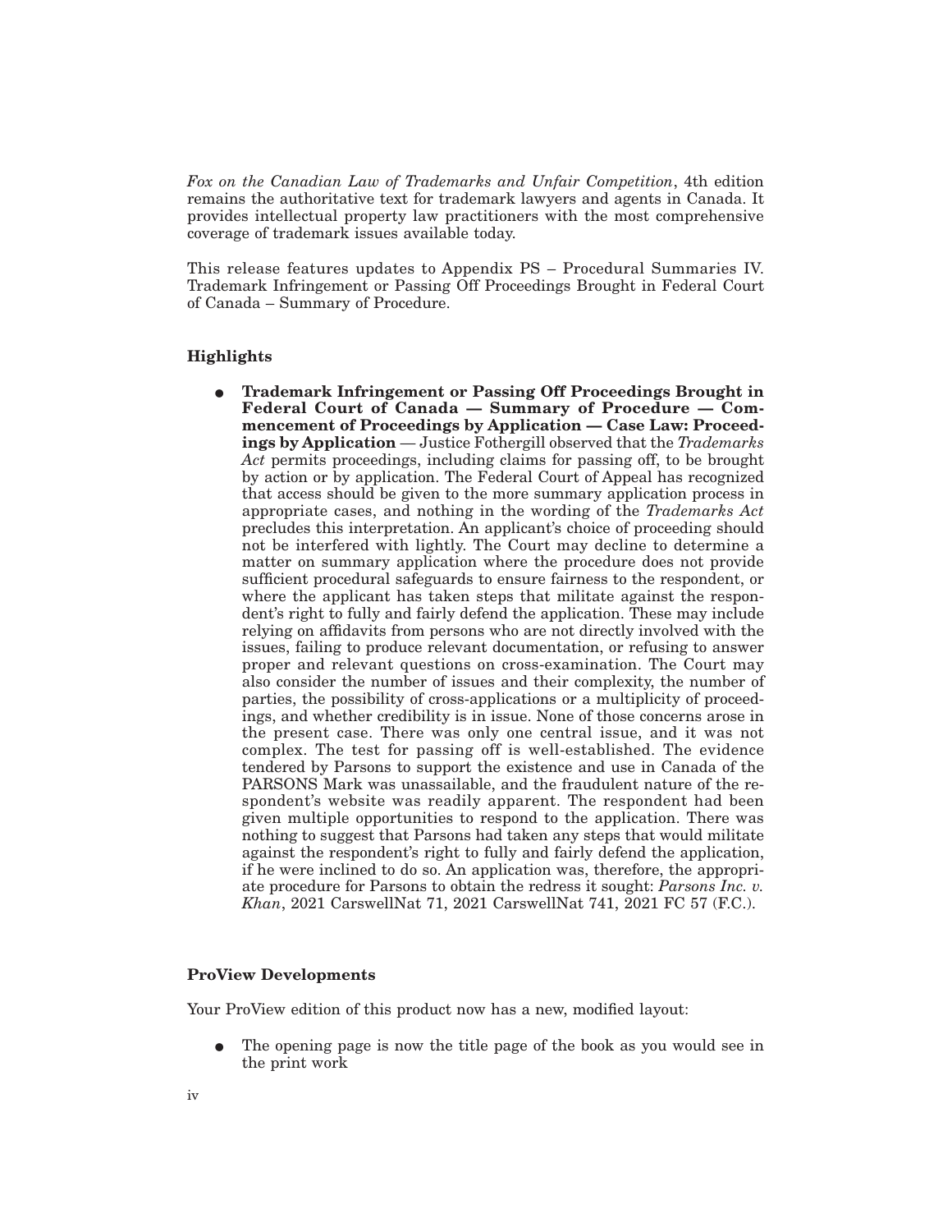*Fox on the Canadian Law of Trademarks and Unfair Competition*, 4th edition remains the authoritative text for trademark lawyers and agents in Canada. It provides intellectual property law practitioners with the most comprehensive coverage of trademark issues available today.

This release features updates to Appendix PS – Procedural Summaries IV. Trademark Infringement or Passing Off Proceedings Brought in Federal Court of Canada – Summary of Procedure.

## Highlights

- **Trademark Infringement or Passing Off Proceedings Brought in Federal Court of Canada — Summary of Procedure — Commencement of Proceedings by Application — Case Law: Proceedings by Application** — Justice Fothergill observed that the *Trademarks Act* permits proceedings, including claims for passing off, to be brought by action or by application. The Federal Court of Appeal has recognized that access should be given to the more summary application process in appropriate cases, and nothing in the wording of the *Trademarks Act* precludes this interpretation. An applicant's choice of proceeding should not be interfered with lightly. The Court may decline to determine a matter on summary application where the procedure does not provide sufficient procedural safeguards to ensure fairness to the respondent, or where the applicant has taken steps that militate against the respondent's right to fully and fairly defend the application. These may include relying on affidavits from persons who are not directly involved with the issues, failing to produce relevant documentation, or refusing to answer proper and relevant questions on cross-examination. The Court may also consider the number of issues and their complexity, the number of parties, the possibility of cross-applications or a multiplicity of proceedings, and whether credibility is in issue. None of those concerns arose in the present case. There was only one central issue, and it was not complex. The test for passing off is well-established. The evidence tendered by Parsons to support the existence and use in Canada of the PARSONS Mark was unassailable, and the fraudulent nature of the respondent's website was readily apparent. The respondent had been given multiple opportunities to respond to the application. There was nothing to suggest that Parsons had taken any steps that would militate against the respondent's right to fully and fairly defend the application, if he were inclined to do so. An application was, therefore, the appropriate procedure for Parsons to obtain the redress it sought: *Parsons Inc. v. Khan*, 2021 CarswellNat 71, 2021 CarswellNat 741, 2021 FC 57 (F.C.).

## ProView Developments

Your ProView edition of this product now has a new, modified layout:

- The opening page is now the title page of the book as you would see in the print work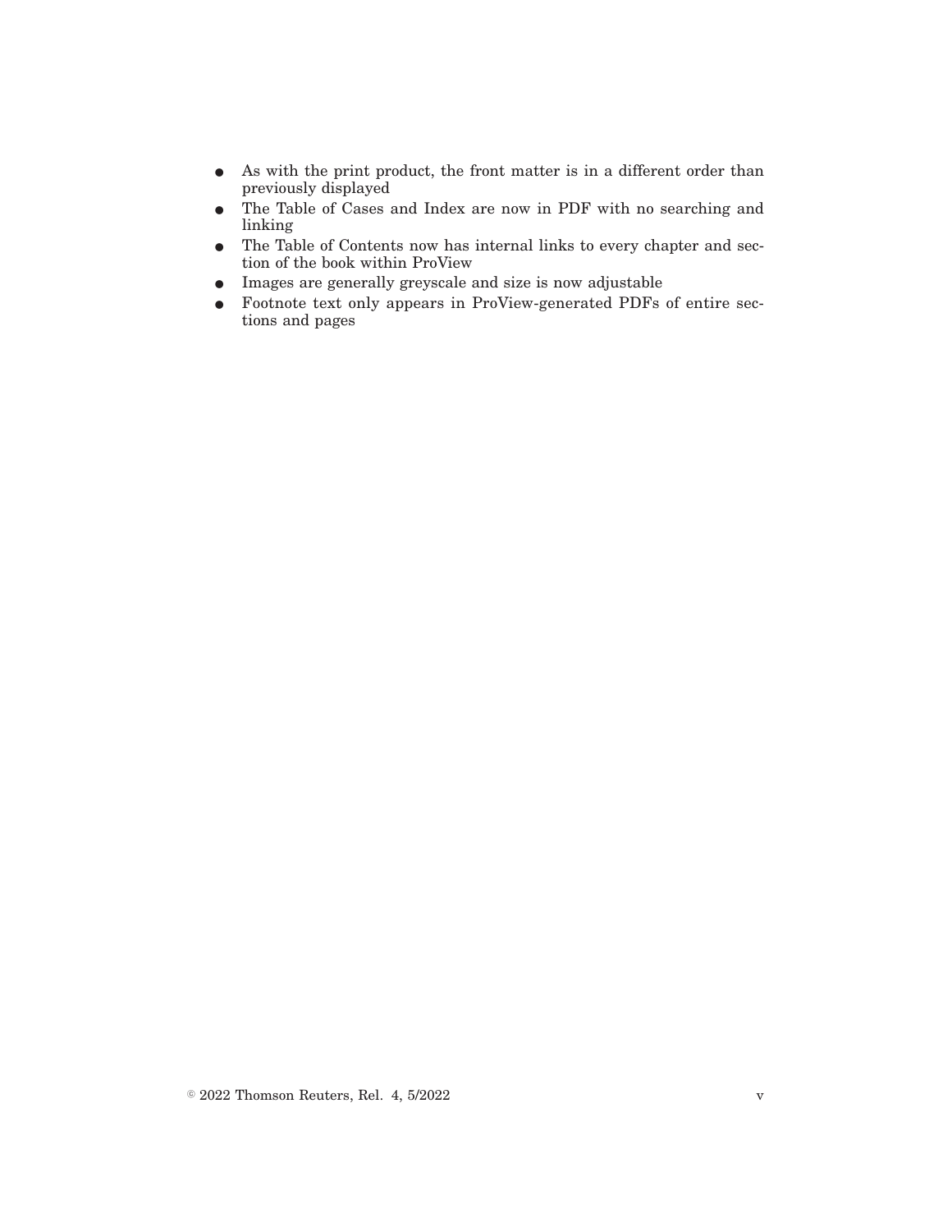- As with the print product, the front matter is in a different order than previously displayed
- The Table of Cases and Index are now in PDF with no searching and linking
- The Table of Contents now has internal links to every chapter and section of the book within ProView
- Images are generally greyscale and size is now adjustable
- Footnote text only appears in ProView-generated PDFs of entire sections and pages